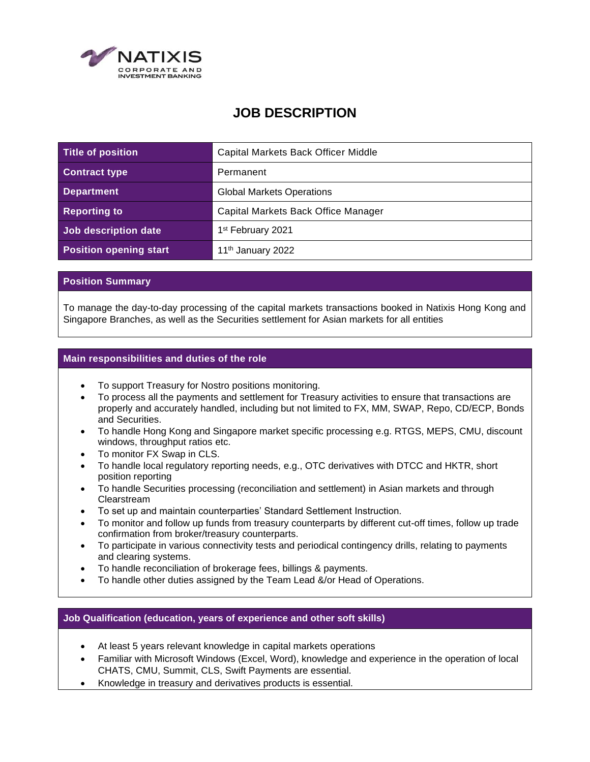NATIXIS
CORPORATE AND INVESTMENT BANKING

# JOB DESCRIPTION

| Title of position | Capital Markets Back Officer Middle |
|---|---|
| Contract type | Permanent |
| Department | Global Markets Operations |
| Reporting to | Capital Markets Back Office Manager |
| Job description date | 1st February 2021 |
| Position opening start | 11th January 2022 |

## Position Summary

To manage the day-to-day processing of the capital markets transactions booked in Natixis Hong Kong and Singapore Branches, as well as the Securities settlement for Asian markets for all entities

## Main responsibilities and duties of the role

- To support Treasury for Nostro positions monitoring.
- To process all the payments and settlement for Treasury activities to ensure that transactions are properly and accurately handled, including but not limited to FX, MM, SWAP, Repo, CD/ECP, Bonds and Securities.
- To handle Hong Kong and Singapore market specific processing e.g. RTGS, MEPS, CMU, discount windows, throughput ratios etc.
- To monitor FX Swap in CLS.
- To handle local regulatory reporting needs, e.g., OTC derivatives with DTCC and HKTR, short position reporting
- To handle Securities processing (reconciliation and settlement) in Asian markets and through Clearstream
- To set up and maintain counterparties' Standard Settlement Instruction.
- To monitor and follow up funds from treasury counterparts by different cut-off times, follow up trade confirmation from broker/treasury counterparts.
- To participate in various connectivity tests and periodical contingency drills, relating to payments and clearing systems.
- To handle reconciliation of brokerage fees, billings & payments.
- To handle other duties assigned by the Team Lead &/or Head of Operations.

## Job Qualification (education, years of experience and other soft skills)

- At least 5 years relevant knowledge in capital markets operations
- Familiar with Microsoft Windows (Excel, Word), knowledge and experience in the operation of local CHATS, CMU, Summit, CLS, Swift Payments are essential.
- Knowledge in treasury and derivatives products is essential.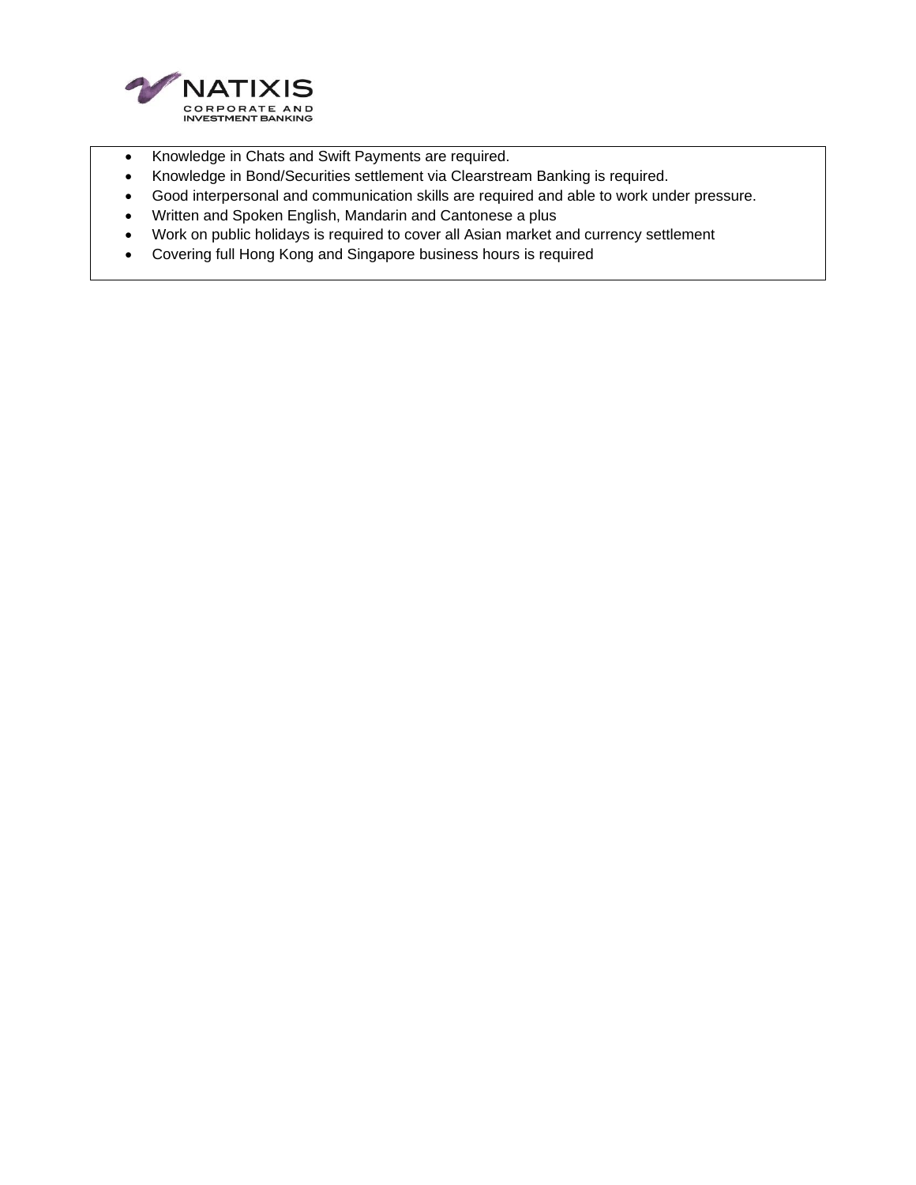- Knowledge in Chats and Swift Payments are required.
- Knowledge in Bond/Securities settlement via Clearstream Banking is required.
- Good interpersonal and communication skills are required and able to work under pressure.
- Written and Spoken English, Mandarin and Cantonese a plus
- Work on public holidays is required to cover all Asian market and currency settlement
- Covering full Hong Kong and Singapore business hours is required